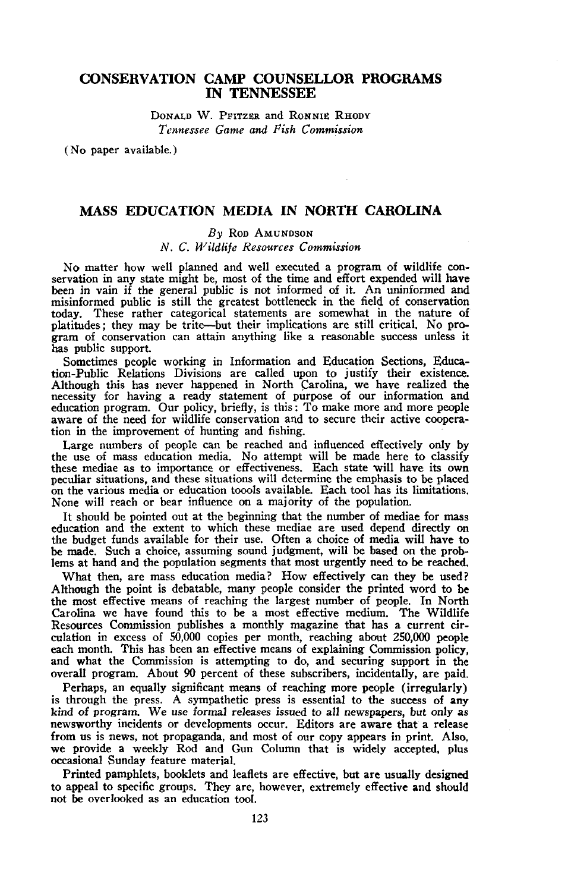## CONSERVATION CAMP COUNSELLOR PROGRAMS IN TENNESSEE

DONALD W. PFITZER and RONNIE RHODY
*Tennessee Game and Fish Commission*

(No paper available.)

## MASS EDUCATION MEDIA IN NORTH CAROLINA

*By* ROD AMUNDSON
*N. C. Wildlife Resources Commission*

No matter how well planned and well executed a program of wildlife conservation in any state might be, most of the time and effort expended will have been in vain if the general public is not informed of it. An uninformed and misinformed public is still the greatest bottleneck in the field of conservation today. These rather categorical statements are somewhat in the nature of platitudes; they may be trite—but their implications are still critical. No program of conservation can attain anything like a reasonable success unless it has public support.

Sometimes people working in Information and Education Sections, Education-Public Relations Divisions are called upon to justify their existence. Although this has never happened in North Carolina, we have realized the necessity for having a ready statement of purpose of our information and education program. Our policy, briefly, is this: To make more and more people aware of the need for wildlife conservation and to secure their active cooperation in the improvement of hunting and fishing.

Large numbers of people can be reached and influenced effectively only by the use of mass education media. No attempt will be made here to classify these mediae as to importance or effectiveness. Each state will have its own peculiar situations, and these situations will determine the emphasis to be placed on the various media or education toools available. Each tool has its limitations. None will reach or bear influence on a majority of the population.

It should be pointed out at the beginning that the number of mediae for mass education and the extent to which these mediae are used depend directly on the budget funds available for their use. Often a choice of media will have to be made. Such a choice, assuming sound judgment, will be based on the problems at hand and the population segments that most urgently need to be reached.

What then, are mass education media? How effectively can they be used? Although the point is debatable, many people consider the printed word to be the most effective means of reaching the largest number of people. In North Carolina we have found this to be a most effective medium. The Wildlife Resources Commission publishes a monthly magazine that has a current circulation in excess of 50,000 copies per month, reaching about 250,000 people each month. This has been an effective means of explaining Commission policy, and what the Commission is attempting to do, and securing support in the overall program. About 90 percent of these subscribers, incidentally, are paid.

Perhaps, an equally significant means of reaching more people (irregularly) is through the press. A sympathetic press is essential to the success of any kind of program. We use formal releases issued to all newspapers, but only as newsworthy incidents or developments occur. Editors are aware that a release from us is news, not propaganda, and most of our copy appears in print. Also, we provide a weekly Rod and Gun Column that is widely accepted, plus occasional Sunday feature material.

Printed pamphlets, booklets and leaflets are effective, but are usually designed to appeal to specific groups. They are, however, extremely effective and should not be overlooked as an education tool.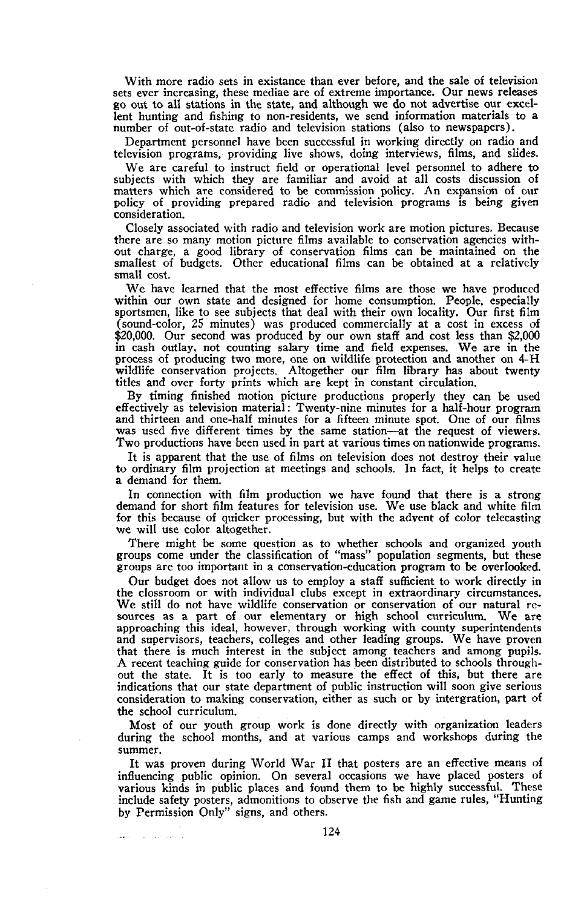With more radio sets in existance than ever before, and the sale of television sets ever increasing, these mediae are of extreme importance. Our news releases go out to all stations in the state, and although we do not advertise our excellent hunting and fishing to non-residents, we send information materials to a number of out-of-state radio and television stations (also to newspapers).

Department personnel have been successful in working directly on radio and television programs, providing live shows, doing interviews, films, and slides.

We are careful to instruct field or operational level personnel to adhere to subjects with which they are familiar and avoid at all costs discussion of matters which are considered to be commission policy. An expansion of our policy of providing prepared radio and television programs is being given consideration.

Closely associated with radio and television work are motion pictures. Because there are so many motion picture films available to conservation agencies without charge, a good library of conservation films can be maintained on the smallest of budgets. Other educational films can be obtained at a relatively small cost.

We have learned that the most effective films are those we have produced within our own state and designed for home consumption. People, especially sportsmen, like to see subjects that deal with their own locality. Our first film (sound-color, 25 minutes) was produced commercially at a cost in excess of $20,000. Our second was produced by our own staff and cost less than $2,000 in cash outlay, not counting salary time and field expenses. We are in the process of producing two more, one on wildlife protection and another on 4-H wildlife conservation projects. Altogether our film library has about twenty titles and over forty prints which are kept in constant circulation.

By timing finished motion picture productions properly they can be used effectively as television material: Twenty-nine minutes for a half-hour program and thirteen and one-half minutes for a fifteen minute spot. One of our films was used five different times by the same station—at the request of viewers. Two productions have been used in part at various times on nationwide programs.

It is apparent that the use of films on television does not destroy their value to ordinary film projection at meetings and schools. In fact, it helps to create a demand for them.

In connection with film production we have found that there is a strong demand for short film features for television use. We use black and white film for this because of quicker processing, but with the advent of color telecasting we will use color altogether.

There might be some question as to whether schools and organized youth groups come under the classification of "mass" population segments, but these groups are too important in a conservation-education program to be overlooked.

Our budget does not allow us to employ a staff sufficient to work directly in the classroom or with individual clubs except in extraordinary circumstances. We still do not have wildlife conservation or conservation of our natural resources as a part of our elementary or high school curriculum. We are approaching this ideal, however, through working with county superintendents and supervisors, teachers, colleges and other leading groups. We have proven that there is much interest in the subject among teachers and among pupils. A recent teaching guide for conservation has been distributed to schools throughout the state. It is too early to measure the effect of this, but there are indications that our state department of public instruction will soon give serious consideration to making conservation, either as such or by intergration, part of the school curriculum.

Most of our youth group work is done directly with organization leaders during the school months, and at various camps and workshops during the summer.

It was proven during World War II that posters are an effective means of influencing public opinion. On several occasions we have placed posters of various kinds in public places and found them to be highly successful. These include safety posters, admonitions to observe the fish and game rules, "Hunting by Permission Only" signs, and others.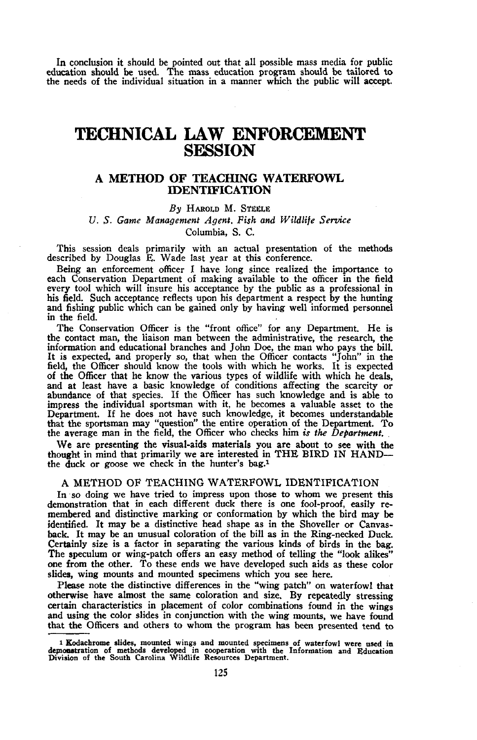In conclusion it should be pointed out that all possible mass media for public education should be used. The mass education program should be tailored to the needs of the individual situation in a manner which the public will accept.

# TECHNICAL LAW ENFORCEMENT SESSION

## A METHOD OF TEACHING WATERFOWL IDENTIFICATION

*By* HAROLD M. STEELE

*U. S. Game Management Agent, Fish and Wildlife Service*

Columbia, S. C.

This session deals primarily with an actual presentation of the methods described by Douglas E. Wade last year at this conference.

Being an enforcement officer I have long since realized the importance to each Conservation Department of making available to the officer in the field every tool which will insure his acceptance by the public as a professional in his field. Such acceptance reflects upon his department a respect by the hunting and fishing public which can be gained only by having well informed personnel in the field.

The Conservation Officer is the "front office" for any Department. He is the contact man, the liaison man between the administrative, the research, the information and educational branches and John Doe, the man who pays the bill. It is expected, and properly so, that when the Officer contacts "John" in the field, the Officer should know the tools with which he works. It is expected of the Officer that he know the various types of wildlife with which he deals, and at least have a basic knowledge of conditions affecting the scarcity or abundance of that species. If the Officer has such knowledge and is able to impress the individual sportsman with it, he becomes a valuable asset to the Department. If he does not have such knowledge, it becomes understandable that the sportsman may "question" the entire operation of the Department. To the average man in the field, the Officer who checks him *is the Department.*

We are presenting the visual-aids materials you are about to see with the thought in mind that primarily we are interested in THE BIRD IN HAND—the duck or goose we check in the hunter's bag.[1]

### A METHOD OF TEACHING WATERFOWL IDENTIFICATION

In so doing we have tried to impress upon those to whom we present this demonstration that in each different duck there is one fool-proof, easily remembered and distinctive marking or conformation by which the bird may be identified. It may be a distinctive head shape as in the Shoveller or Canvasback. It may be an unusual coloration of the bill as in the Ring-necked Duck. Certainly size is a factor in separating the various kinds of birds in the bag. The speculum or wing-patch offers an easy method of telling the "look alikes" one from the other. To these ends we have developed such aids as these color slides, wing mounts and mounted specimens which you see here.

Please note the distinctive differences in the "wing patch" on waterfowl that otherwise have almost the same coloration and size. By repeatedly stressing certain characteristics in placement of color combinations found in the wings and using the color slides in conjunction with the wing mounts, we have found that the Officers and others to whom the program has been presented tend to

[1] Kodachrome slides, mounted wings and mounted specimens of waterfowl were used in demonstration of methods developed in cooperation with the Information and Education Division of the South Carolina Wildlife Resources Department.